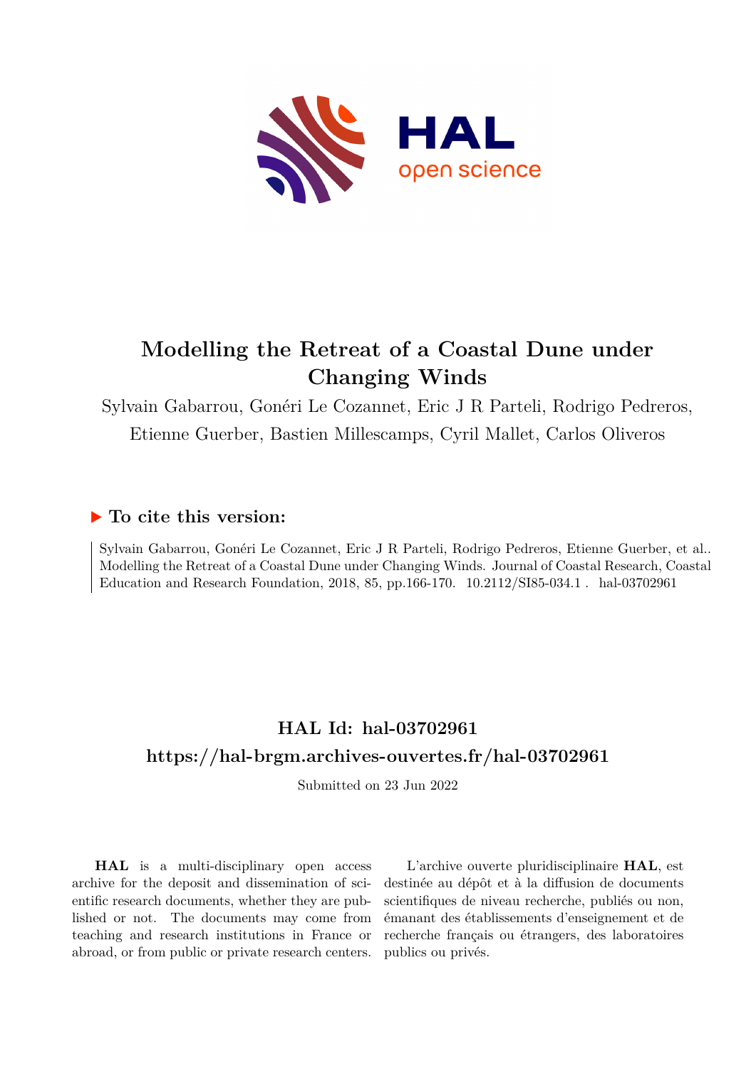# Modelling the Retreat of a Coastal Dune under Changing Winds

Sylvain Gabarrou, Gonéri Le Cozannet, Eric J R Parteli, Rodrigo Pedreros, Etienne Guerber, Bastien Millescamps, Cyril Mallet, Carlos Oliveros

## ▶ To cite this version:

Sylvain Gabarrou, Gonéri Le Cozannet, Eric J R Parteli, Rodrigo Pedreros, Etienne Guerber, et al.. Modelling the Retreat of a Coastal Dune under Changing Winds. Journal of Coastal Research, Coastal Education and Research Foundation, 2018, 85, pp.166-170. 10.2112/SI85-034.1 . hal-03702961

## HAL Id: hal-03702961

## https://hal-brgm.archives-ouvertes.fr/hal-03702961

Submitted on 23 Jun 2022

**HAL** is a multi-disciplinary open access archive for the deposit and dissemination of scientific research documents, whether they are published or not. The documents may come from teaching and research institutions in France or abroad, or from public or private research centers.

L'archive ouverte pluridisciplinaire **HAL**, est destinée au dépôt et à la diffusion de documents scientifiques de niveau recherche, publiés ou non, émanant des établissements d'enseignement et de recherche français ou étrangers, des laboratoires publics ou privés.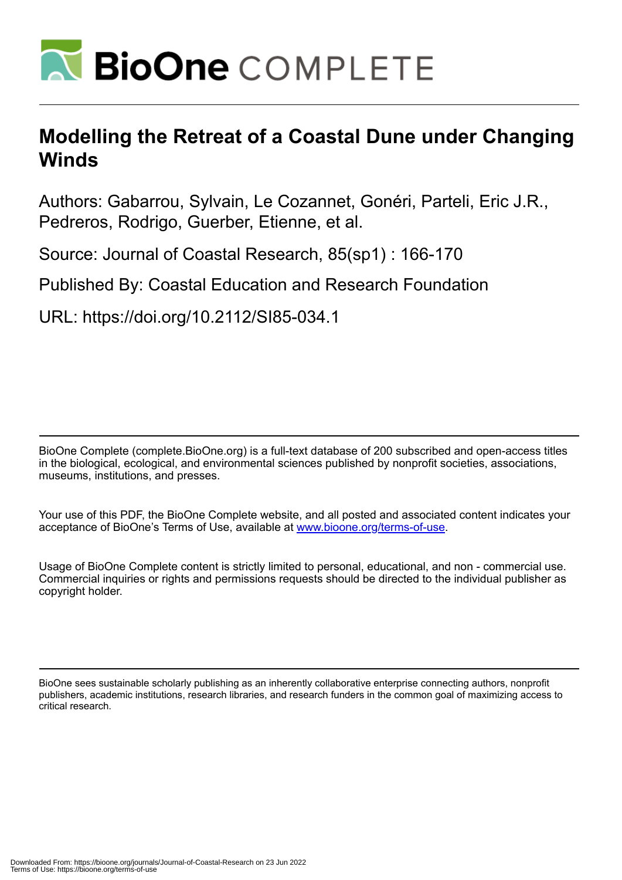# Modelling the Retreat of a Coastal Dune under Changing Winds

Authors: Gabarrou, Sylvain, Le Cozannet, Gonéri, Parteli, Eric J.R., Pedreros, Rodrigo, Guerber, Etienne, et al.

Source: Journal of Coastal Research, 85(sp1) : 166-170

Published By: Coastal Education and Research Foundation

URL: https://doi.org/10.2112/SI85-034.1

---

BioOne Complete (complete.BioOne.org) is a full-text database of 200 subscribed and open-access titles in the biological, ecological, and environmental sciences published by nonprofit societies, associations, museums, institutions, and presses.

Your use of this PDF, the BioOne Complete website, and all posted and associated content indicates your acceptance of BioOne's Terms of Use, available at www.bioone.org/terms-of-use.

Usage of BioOne Complete content is strictly limited to personal, educational, and non - commercial use. Commercial inquiries or rights and permissions requests should be directed to the individual publisher as copyright holder.

---

BioOne sees sustainable scholarly publishing as an inherently collaborative enterprise connecting authors, nonprofit publishers, academic institutions, research libraries, and research funders in the common goal of maximizing access to critical research.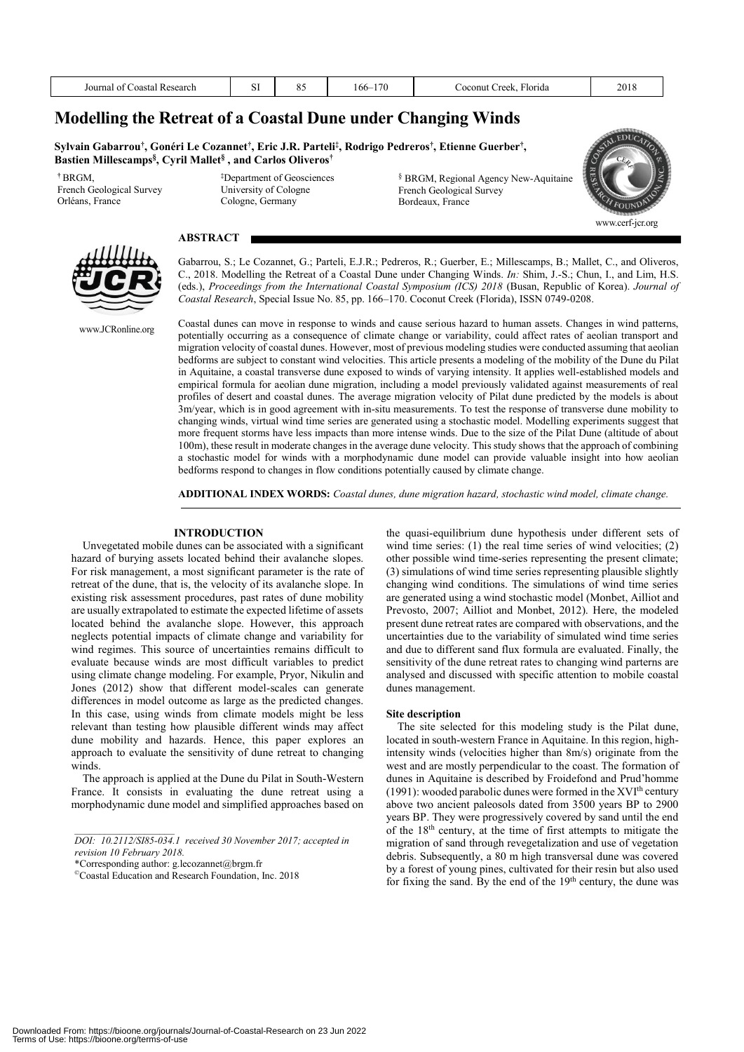# Modelling the Retreat of a Coastal Dune under Changing Winds

**Sylvain Gabarrou[†], Gonéri Le Cozannet[†], Eric J.R. Parteli[‡], Rodrigo Pedreros[†], Etienne Guerber[†], Bastien Millescamps[§], Cyril Mallet[§], and Carlos Oliveros[†]**

[†] BRGM, French Geological Survey, Orléans, France

[‡] Department of Geosciences, University of Cologne, Cologne, Germany

[§] BRGM, Regional Agency New-Aquitaine, French Geological Survey, Bordeaux, France

www.cerf-jcr.org

www.JCRonline.org

## ABSTRACT

Gabarrou, S.; Le Cozannet, G.; Parteli, E.J.R.; Pedreros, R.; Guerber, E.; Millescamps, B.; Mallet, C., and Oliveros, C., 2018. Modelling the Retreat of a Coastal Dune under Changing Winds. *In:* Shim, J.-S.; Chun, I., and Lim, H.S. (eds.), *Proceedings from the International Coastal Symposium (ICS) 2018* (Busan, Republic of Korea). *Journal of Coastal Research*, Special Issue No. 85, pp. 166–170. Coconut Creek (Florida), ISSN 0749-0208.

Coastal dunes can move in response to winds and cause serious hazard to human assets. Changes in wind patterns, potentially occurring as a consequence of climate change or variability, could affect rates of aeolian transport and migration velocity of coastal dunes. However, most of previous modeling studies were conducted assuming that aeolian bedforms are subject to constant wind velocities. This article presents a modeling of the mobility of the Dune du Pilat in Aquitaine, a coastal transverse dune exposed to winds of varying intensity. It applies well-established models and empirical formula for aeolian dune migration, including a model previously validated against measurements of real profiles of desert and coastal dunes. The average migration velocity of Pilat dune predicted by the models is about 3m/year, which is in good agreement with in-situ measurements. To test the response of transverse dune mobility to changing winds, virtual wind time series are generated using a stochastic model. Modelling experiments suggest that more frequent storms have less impacts than more intense winds. Due to the size of the Pilat Dune (altitude of about 100m), these result in moderate changes in the average dune velocity. This study shows that the approach of combining a stochastic model for winds with a morphodynamic dune model can provide valuable insight into how aeolian bedforms respond to changes in flow conditions potentially caused by climate change.

**ADDITIONAL INDEX WORDS:** *Coastal dunes, dune migration hazard, stochastic wind model, climate change.*

## INTRODUCTION

Unvegetated mobile dunes can be associated with a significant hazard of burying assets located behind their avalanche slopes. For risk management, a most significant parameter is the rate of retreat of the dune, that is, the velocity of its avalanche slope. In existing risk assessment procedures, past rates of dune mobility are usually extrapolated to estimate the expected lifetime of assets located behind the avalanche slope. However, this approach neglects potential impacts of climate change and variability for wind regimes. This source of uncertainties remains difficult to evaluate because winds are most difficult variables to predict using climate change modeling. For example, Pryor, Nikulin and Jones (2012) show that different model-scales can generate differences in model outcome as large as the predicted changes. In this case, using winds from climate models might be less relevant than testing how plausible different winds may affect dune mobility and hazards. Hence, this paper explores an approach to evaluate the sensitivity of dune retreat to changing winds.

The approach is applied at the Dune du Pilat in South-Western France. It consists in evaluating the dune retreat using a morphodynamic dune model and simplified approaches based on the quasi-equilibrium dune hypothesis under different sets of wind time series: (1) the real time series of wind velocities; (2) other possible wind time-series representing the present climate; (3) simulations of wind time series representing plausible slightly changing wind conditions. The simulations of wind time series are generated using a wind stochastic model (Monbet, Ailliot and Prevosto, 2007; Ailliot and Monbet, 2012). Here, the modeled present dune retreat rates are compared with observations, and the uncertainties due to the variability of simulated wind time series and due to different sand flux formula are evaluated. Finally, the sensitivity of the dune retreat rates to changing wind parterns are analysed and discussed with specific attention to mobile coastal dunes management.

### Site description

The site selected for this modeling study is the Pilat dune, located in south-western France in Aquitaine. In this region, high-intensity winds (velocities higher than 8m/s) originate from the west and are mostly perpendicular to the coast. The formation of dunes in Aquitaine is described by Froidefond and Prud'homme (1991): wooded parabolic dunes were formed in the XVI[th] century above two ancient paleosols dated from 3500 years BP to 2900 years BP. They were progressively covered by sand until the end of the 18[th] century, at the time of first attempts to mitigate the migration of sand through revegetalization and use of vegetation debris. Subsequently, a 80 m high transversal dune was covered by a forest of young pines, cultivated for their resin but also used for fixing the sand. By the end of the 19[th] century, the dune was

---

*DOI: 10.2112/SI85-034.1 received 30 November 2017; accepted in revision 10 February 2018.*

*Corresponding author: g.lecozannet@brgm.fr

©Coastal Education and Research Foundation, Inc. 2018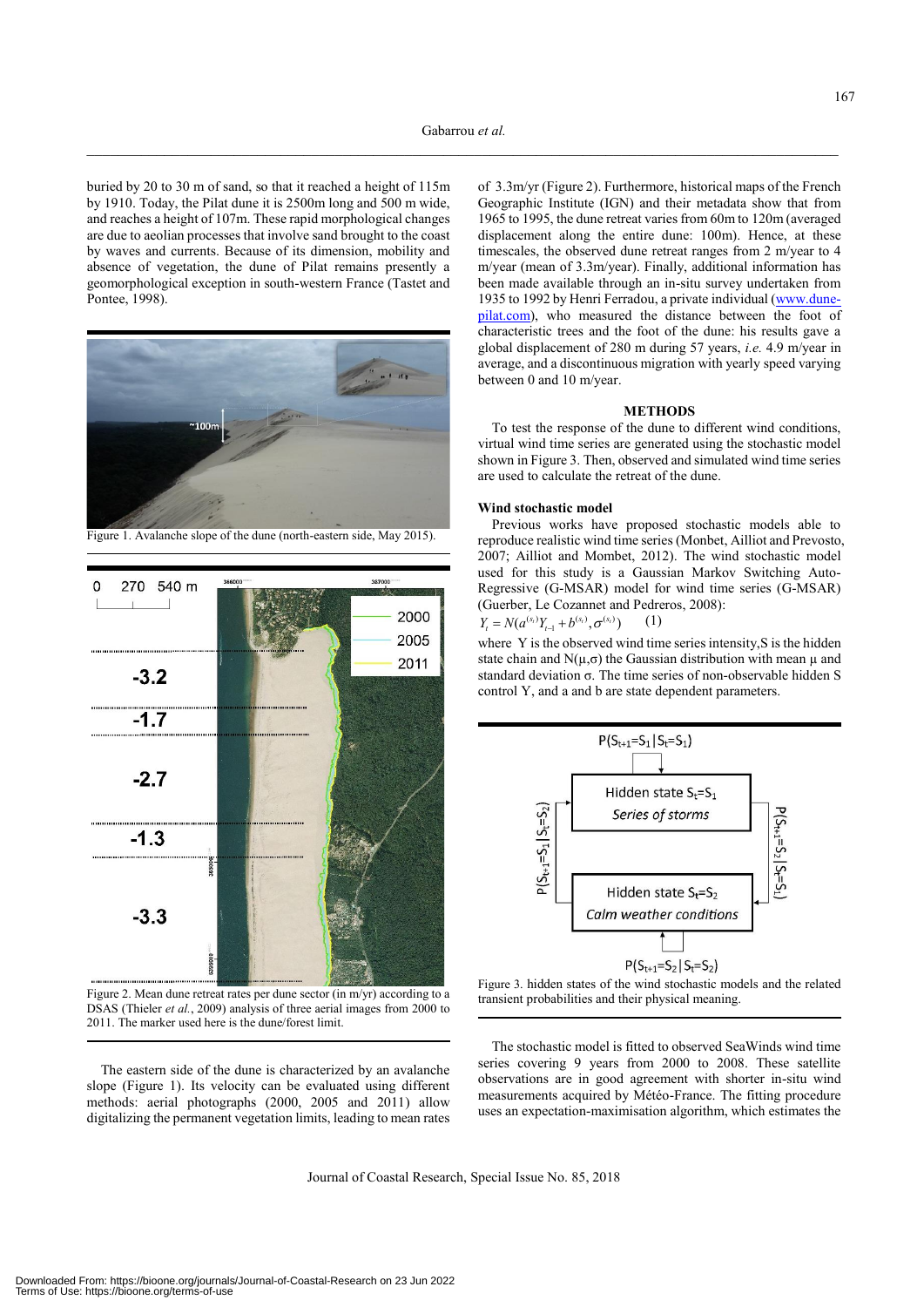buried by 20 to 30 m of sand, so that it reached a height of 115m by 1910. Today, the Pilat dune it is 2500m long and 500 m wide, and reaches a height of 107m. These rapid morphological changes are due to aeolian processes that involve sand brought to the coast by waves and currents. Because of its dimension, mobility and absence of vegetation, the dune of Pilat remains presently a geomorphological exception in south-western France (Tastet and Pontee, 1998).

Figure 1. Avalanche slope of the dune (north-eastern side, May 2015).

Figure 2. Mean dune retreat rates per dune sector (in m/yr) according to a DSAS (Thieler *et al.*, 2009) analysis of three aerial images from 2000 to 2011. The marker used here is the dune/forest limit.

The eastern side of the dune is characterized by an avalanche slope (Figure 1). Its velocity can be evaluated using different methods: aerial photographs (2000, 2005 and 2011) allow digitalizing the permanent vegetation limits, leading to mean rates of 3.3m/yr (Figure 2). Furthermore, historical maps of the French Geographic Institute (IGN) and their metadata show that from 1965 to 1995, the dune retreat varies from 60m to 120m (averaged displacement along the entire dune: 100m). Hence, at these timescales, the observed dune retreat ranges from 2 m/year to 4 m/year (mean of 3.3m/year). Finally, additional information has been made available through an in-situ survey undertaken from 1935 to 1992 by Henri Ferradou, a private individual (www.dune-pilat.com), who measured the distance between the foot of characteristic trees and the foot of the dune: his results gave a global displacement of 280 m during 57 years, *i.e.* 4.9 m/year in average, and a discontinuous migration with yearly speed varying between 0 and 10 m/year.

## METHODS

To test the response of the dune to different wind conditions, virtual wind time series are generated using the stochastic model shown in Figure 3. Then, observed and simulated wind time series are used to calculate the retreat of the dune.

### Wind stochastic model

Previous works have proposed stochastic models able to reproduce realistic wind time series (Monbet, Ailliot and Prevosto, 2007; Ailliot and Monbet, 2012). The wind stochastic model used for this study is a Gaussian Markov Switching Auto-Regressive (G-MSAR) model for wind time series (G-MSAR) (Guerber, Le Cozannet and Pedreros, 2008):

$$Y_t = N(a^{(s_t)}Y_{t-1} + b^{(s_t)}, \sigma^{(s_t)}) \qquad (1)$$

where Y is the observed wind time series intensity, S is the hidden state chain and $N(\mu,\sigma)$ the Gaussian distribution with mean $\mu$ and standard deviation $\sigma$. The time series of non-observable hidden S control Y, and a and b are state dependent parameters.

Figure 3. hidden states of the wind stochastic models and the related transient probabilities and their physical meaning.

The stochastic model is fitted to observed SeaWinds wind time series covering 9 years from 2000 to 2008. These satellite observations are in good agreement with shorter in-situ wind measurements acquired by Météo-France. The fitting procedure uses an expectation-maximisation algorithm, which estimates the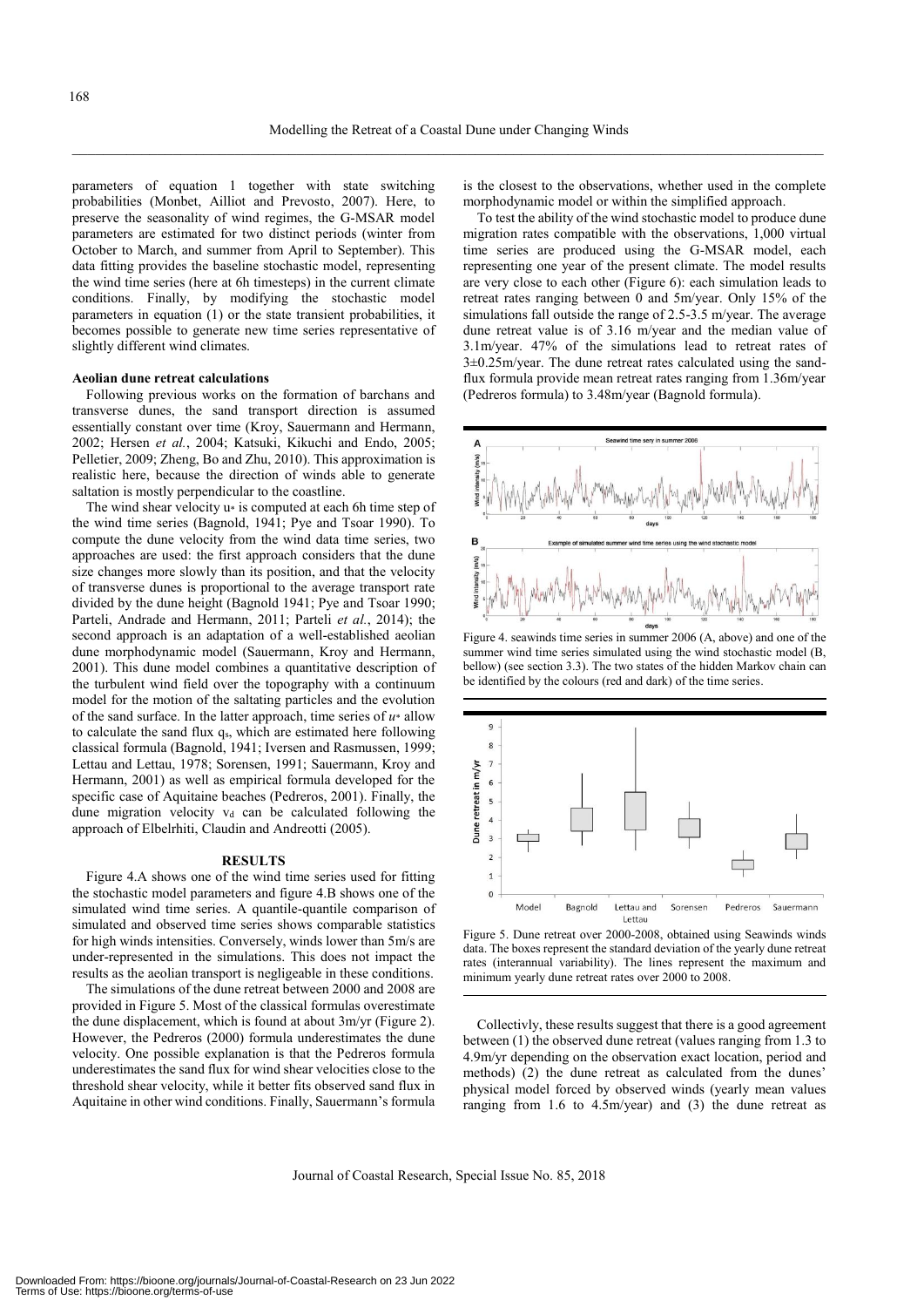parameters of equation 1 together with state switching probabilities (Monbet, Ailliot and Prevosto, 2007). Here, to preserve the seasonality of wind regimes, the G-MSAR model parameters are estimated for two distinct periods (winter from October to March, and summer from April to September). This data fitting provides the baseline stochastic model, representing the wind time series (here at 6h timesteps) in the current climate conditions. Finally, by modifying the stochastic model parameters in equation (1) or the state transient probabilities, it becomes possible to generate new time series representative of slightly different wind climates.

#### Aeolian dune retreat calculations

Following previous works on the formation of barchans and transverse dunes, the sand transport direction is assumed essentially constant over time (Kroy, Sauermann and Hermann, 2002; Hersen *et al.*, 2004; Katsuki, Kikuchi and Endo, 2005; Pelletier, 2009; Zheng, Bo and Zhu, 2010). This approximation is realistic here, because the direction of winds able to generate saltation is mostly perpendicular to the coastline.

The wind shear velocity $u_*$ is computed at each 6h time step of the wind time series (Bagnold, 1941; Pye and Tsoar 1990). To compute the dune velocity from the wind data time series, two approaches are used: the first approach considers that the dune size changes more slowly than its position, and that the velocity of transverse dunes is proportional to the average transport rate divided by the dune height (Bagnold 1941; Pye and Tsoar 1990; Parteli, Andrade and Hermann, 2011; Parteli *et al.*, 2014); the second approach is an adaptation of a well-established aeolian dune morphodynamic model (Sauermann, Kroy and Hermann, 2001). This dune model combines a quantitative description of the turbulent wind field over the topography with a continuum model for the motion of the saltating particles and the evolution of the sand surface. In the latter approach, time series of $u_*$ allow to calculate the sand flux $q_s$, which are estimated here following classical formula (Bagnold, 1941; Iversen and Rasmussen, 1999; Lettau and Lettau, 1978; Sorensen, 1991; Sauermann, Kroy and Hermann, 2001) as well as empirical formula developed for the specific case of Aquitaine beaches (Pedreros, 2001). Finally, the dune migration velocity $v_d$ can be calculated following the approach of Elbelrhiti, Claudin and Andreotti (2005).

## RESULTS

Figure 4.A shows one of the wind time series used for fitting the stochastic model parameters and figure 4.B shows one of the simulated wind time series. A quantile-quantile comparison of simulated and observed time series shows comparable statistics for high winds intensities. Conversely, winds lower than 5m/s are under-represented in the simulations. This does not impact the results as the aeolian transport is negligeable in these conditions.

The simulations of the dune retreat between 2000 and 2008 are provided in Figure 5. Most of the classical formulas overestimate the dune displacement, which is found at about 3m/yr (Figure 2). However, the Pedreros (2000) formula underestimates the dune velocity. One possible explanation is that the Pedreros formula underestimates the sand flux for wind shear velocities close to the threshold shear velocity, while it better fits observed sand flux in Aquitaine in other wind conditions. Finally, Sauermann's formula is the closest to the observations, whether used in the complete morphodynamic model or within the simplified approach.

To test the ability of the wind stochastic model to produce dune migration rates compatible with the observations, 1,000 virtual time series are produced using the G-MSAR model, each representing one year of the present climate. The model results are very close to each other (Figure 6): each simulation leads to retreat rates ranging between 0 and 5m/year. Only 15% of the simulations fall outside the range of 2.5-3.5 m/year. The average dune retreat value is of 3.16 m/year and the median value of 3.1m/year. 47% of the simulations lead to retreat rates of 3±0.25m/year. The dune retreat rates calculated using the sand-flux formula provide mean retreat rates ranging from 1.36m/year (Pedreros formula) to 3.48m/year (Bagnold formula).

Figure 4. seawinds time series in summer 2006 (A, above) and one of the summer wind time series simulated using the wind stochastic model (B, bellow) (see section 3.3). The two states of the hidden Markov chain can be identified by the colours (red and dark) of the time series.

Figure 5. Dune retreat over 2000-2008, obtained using Seawinds winds data. The boxes represent the standard deviation of the yearly dune retreat rates (interannual variability). The lines represent the maximum and minimum yearly dune retreat rates over 2000 to 2008.

Collectivly, these results suggest that there is a good agreement between (1) the observed dune retreat (values ranging from 1.3 to 4.9m/yr depending on the observation exact location, period and methods) (2) the dune retreat as calculated from the dunes' physical model forced by observed winds (yearly mean values ranging from 1.6 to 4.5m/year) and (3) the dune retreat as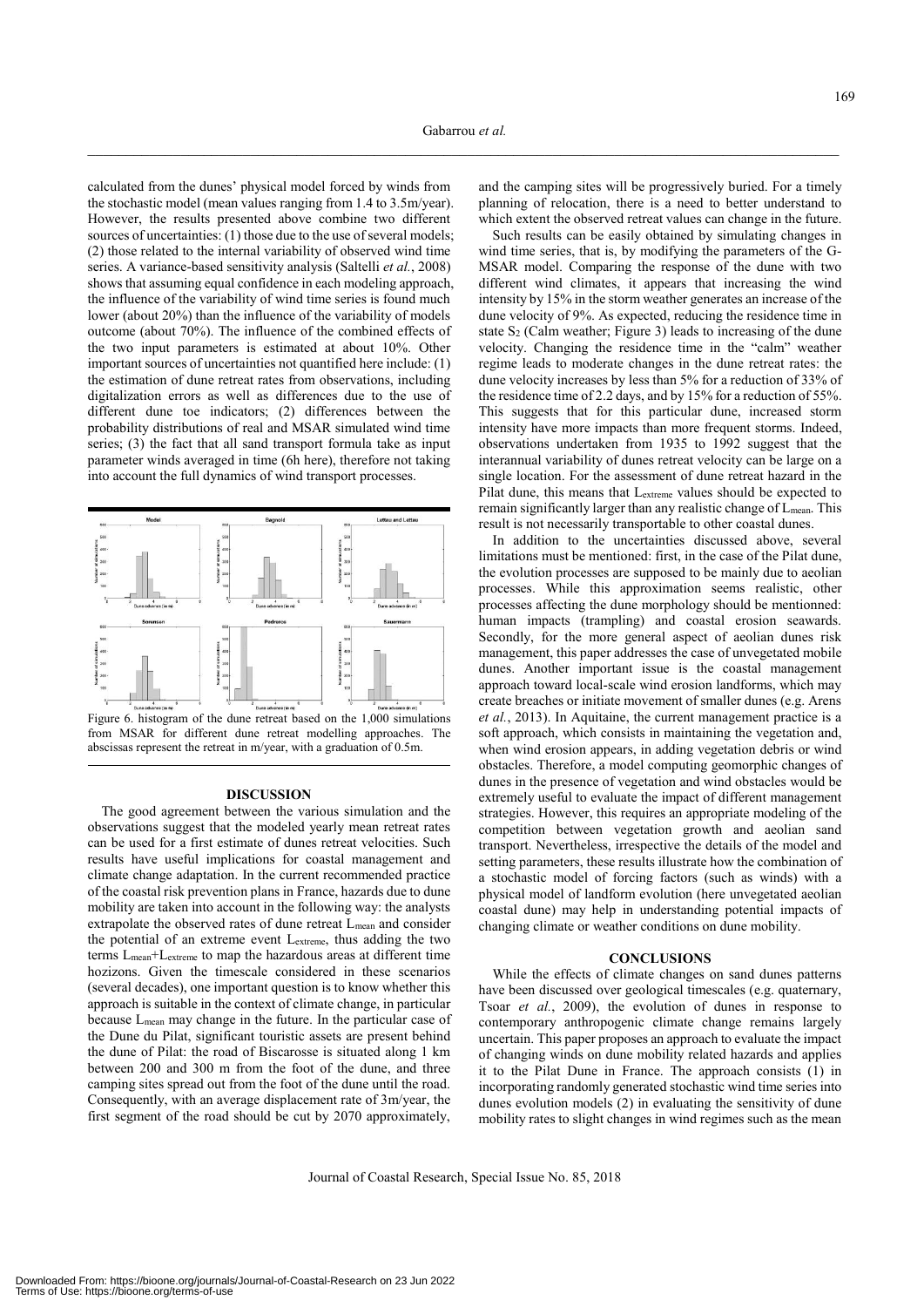calculated from the dunes' physical model forced by winds from the stochastic model (mean values ranging from 1.4 to 3.5m/year). However, the results presented above combine two different sources of uncertainties: (1) those due to the use of several models; (2) those related to the internal variability of observed wind time series. A variance-based sensitivity analysis (Saltelli *et al.*, 2008) shows that assuming equal confidence in each modeling approach, the influence of the variability of wind time series is found much lower (about 20%) than the influence of the variability of models outcome (about 70%). The influence of the combined effects of the two input parameters is estimated at about 10%. Other important sources of uncertainties not quantified here include: (1) the estimation of dune retreat rates from observations, including digitalization errors as well as differences due to the use of different dune toe indicators; (2) differences between the probability distributions of real and MSAR simulated wind time series; (3) the fact that all sand transport formula take as input parameter winds averaged in time (6h here), therefore not taking into account the full dynamics of wind transport processes.

Figure 6. histogram of the dune retreat based on the 1,000 simulations from MSAR for different dune retreat modelling approaches. The abscissas represent the retreat in m/year, with a graduation of 0.5m.

## DISCUSSION

The good agreement between the various simulation and the observations suggest that the modeled yearly mean retreat rates can be used for a first estimate of dunes retreat velocities. Such results have useful implications for coastal management and climate change adaptation. In the current recommended practice of the coastal risk prevention plans in France, hazards due to dune mobility are taken into account in the following way: the analysts extrapolate the observed rates of dune retreat $L_{mean}$ and consider the potential of an extreme event $L_{extreme}$, thus adding the two terms $L_{mean}+L_{extreme}$ to map the hazardous areas at different time hozizons. Given the timescale considered in these scenarios (several decades), one important question is to know whether this approach is suitable in the context of climate change, in particular because $L_{mean}$ may change in the future. In the particular case of the Dune du Pilat, significant touristic assets are present behind the dune of Pilat: the road of Biscarosse is situated along 1 km between 200 and 300 m from the foot of the dune, and three camping sites spread out from the foot of the dune until the road. Consequently, with an average displacement rate of 3m/year, the first segment of the road should be cut by 2070 approximately, and the camping sites will be progressively buried. For a timely planning of relocation, there is a need to better understand to which extent the observed retreat values can change in the future.

Such results can be easily obtained by simulating changes in wind time series, that is, by modifying the parameters of the G-MSAR model. Comparing the response of the dune with two different wind climates, it appears that increasing the wind intensity by 15% in the storm weather generates an increase of the dune velocity of 9%. As expected, reducing the residence time in state $S_2$ (Calm weather; Figure 3) leads to increasing of the dune velocity. Changing the residence time in the "calm" weather regime leads to moderate changes in the dune retreat rates: the dune velocity increases by less than 5% for a reduction of 33% of the residence time of 2.2 days, and by 15% for a reduction of 55%. This suggests that for this particular dune, increased storm intensity have more impacts than more frequent storms. Indeed, observations undertaken from 1935 to 1992 suggest that the interannual variability of dunes retreat velocity can be large on a single location. For the assessment of dune retreat hazard in the Pilat dune, this means that $L_{extreme}$ values should be expected to remain significantly larger than any realistic change of $L_{mean}$. This result is not necessarily transportable to other coastal dunes.

In addition to the uncertainties discussed above, several limitations must be mentioned: first, in the case of the Pilat dune, the evolution processes are supposed to be mainly due to aeolian processes. While this approximation seems realistic, other processes affecting the dune morphology should be mentionned: human impacts (trampling) and coastal erosion seawards. Secondly, for the more general aspect of aeolian dunes risk management, this paper addresses the case of unvegetated mobile dunes. Another important issue is the coastal management approach toward local-scale wind erosion landforms, which may create breaches or initiate movement of smaller dunes (e.g. Arens *et al.*, 2013). In Aquitaine, the current management practice is a soft approach, which consists in maintaining the vegetation and, when wind erosion appears, in adding vegetation debris or wind obstacles. Therefore, a model computing geomorphic changes of dunes in the presence of vegetation and wind obstacles would be extremely useful to evaluate the impact of different management strategies. However, this requires an appropriate modeling of the competition between vegetation growth and aeolian sand transport. Nevertheless, irrespective the details of the model and setting parameters, these results illustrate how the combination of a stochastic model of forcing factors (such as winds) with a physical model of landform evolution (here unvegetated aeolian coastal dune) may help in understanding potential impacts of changing climate or weather conditions on dune mobility.

## CONCLUSIONS

While the effects of climate changes on sand dunes patterns have been discussed over geological timescales (e.g. quaternary, Tsoar *et al.*, 2009), the evolution of dunes in response to contemporary anthropogenic climate change remains largely uncertain. This paper proposes an approach to evaluate the impact of changing winds on dune mobility related hazards and applies it to the Pilat Dune in France. The approach consists (1) in incorporating randomly generated stochastic wind time series into dunes evolution models (2) in evaluating the sensitivity of dune mobility rates to slight changes in wind regimes such as the mean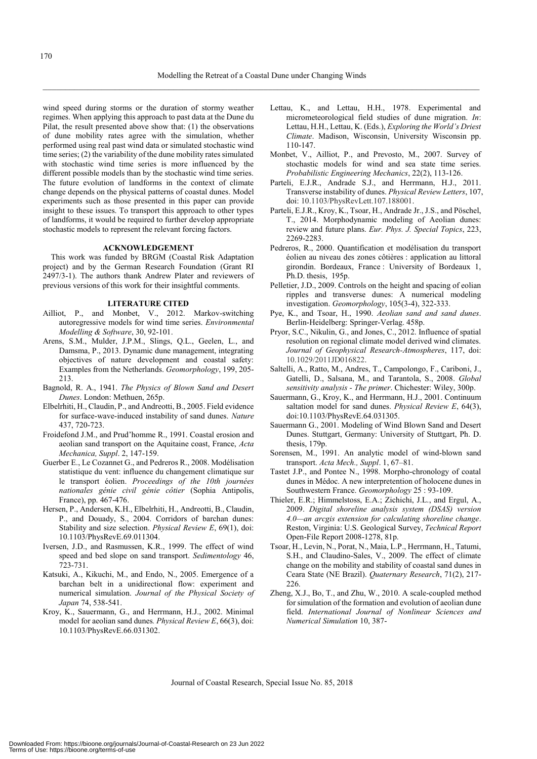wind speed during storms or the duration of stormy weather regimes. When applying this approach to past data at the Dune du Pilat, the result presented above show that: (1) the observations of dune mobility rates agree with the simulation, whether performed using real past wind data or simulated stochastic wind time series; (2) the variability of the dune mobility rates simulated with stochastic wind time series is more influenced by the different possible models than by the stochastic wind time series. The future evolution of landforms in the context of climate change depends on the physical patterns of coastal dunes. Model experiments such as those presented in this paper can provide insight to these issues. To transport this approach to other types of landforms, it would be required to further develop appropriate stochastic models to represent the relevant forcing factors.

## ACKNOWLEDGEMENT

This work was funded by BRGM (Coastal Risk Adaptation project) and by the German Research Foundation (Grant RI 2497/3-1). The authors thank Andrew Plater and reviewers of previous versions of this work for their insightful comments.

## LITERATURE CITED

Ailliot, P., and Monbet, V., 2012. Markov-switching autoregressive models for wind time series. *Environmental Modelling & Software*, 30, 92-101.

Arens, S.M., Mulder, J.P.M., Slings, Q.L., Geelen, L., and Damsma, P., 2013. Dynamic dune management, integrating objectives of nature development and coastal safety: Examples from the Netherlands. *Geomorphology*, 199, 205-213.

Bagnold, R. A., 1941. *The Physics of Blown Sand and Desert Dunes*. London: Methuen, 265p.

Elbelrhiti, H., Claudin, P., and Andreotti, B., 2005. Field evidence for surface-wave-induced instability of sand dunes. *Nature* 437, 720-723.

Froidefond J.M., and Prud'homme R., 1991. Coastal erosion and aeolian sand transport on the Aquitaine coast, France, *Acta Mechanica, Suppl*. 2, 147-159.

Guerber E., Le Cozannet G., and Pedreros R., 2008. Modélisation statistique du vent: influence du changement climatique sur le transport éolien. *Proceedings of the 10th journées nationales génie civil génie côtier* (Sophia Antipolis, France), pp. 467-476.

Hersen, P., Andersen, K.H., Elbelrhiti, H., Andreotti, B., Claudin, P., and Douady, S., 2004. Corridors of barchan dunes: Stability and size selection. *Physical Review E*, 69(1), doi: 10.1103/PhysRevE.69.011304.

Iversen, J.D., and Rasmussen, K.R., 1999. The effect of wind speed and bed slope on sand transport. *Sedimentology* 46, 723-731.

Katsuki, A., Kikuchi, M., and Endo, N., 2005. Emergence of a barchan belt in a unidirectional flow: experiment and numerical simulation. *Journal of the Physical Society of Japan* 74, 538-541.

Kroy, K., Sauermann, G., and Herrmann, H.J., 2002. Minimal model for aeolian sand dunes*. Physical Review E*, 66(3), doi: 10.1103/PhysRevE.66.031302.

Lettau, K., and Lettau, H.H., 1978. Experimental and micrometeorological field studies of dune migration. *In*: Lettau, H.H., Lettau, K. (Eds.), *Exploring the World's Driest Climate*. Madison, Wisconsin, University Wisconsin pp. 110-147.

Monbet, V., Ailliot, P., and Prevosto, M., 2007. Survey of stochastic models for wind and sea state time series. *Probabilistic Engineering Mechanics*, 22(2), 113-126.

Parteli, E.J.R., Andrade S.J., and Herrmann, H.J., 2011. Transverse instability of dunes. *Physical Review Letters*, 107, doi: 10.1103/PhysRevLett.107.188001.

Parteli, E.J.R., Kroy, K., Tsoar, H., Andrade Jr., J.S., and Pöschel, T., 2014. Morphodynamic modeling of Aeolian dunes: review and future plans. *Eur. Phys. J. Special Topics*, 223, 2269-2283.

Pedreros, R., 2000. Quantification et modélisation du transport éolien au niveau des zones côtières : application au littoral girondin. Bordeaux, France : University of Bordeaux 1, Ph.D. thesis, 195p.

Pelletier, J.D., 2009. Controls on the height and spacing of eolian ripples and transverse dunes: A numerical modeling investigation. *Geomorphology*, 105(3-4), 322-333.

Pye, K., and Tsoar, H., 1990. *Aeolian sand and sand dunes*. Berlin-Heidelberg: Springer-Verlag. 458p.

Pryor, S.C., Nikulin, G., and Jones, C., 2012. Influence of spatial resolution on regional climate model derived wind climates. *Journal of Geophysical Research-Atmospheres*, 117, doi: 10.1029/2011JD016822.

Saltelli, A., Ratto, M., Andres, T., Campolongo, F., Cariboni, J., Gatelli, D., Salsana, M., and Tarantola, S., 2008. *Global sensitivity analysis - The primer*. Chichester: Wiley, 300p.

Sauermann, G., Kroy, K., and Herrmann, H.J., 2001. Continuum saltation model for sand dunes. *Physical Review E*, 64(3), doi:10.1103/PhysRevE.64.031305.

Sauermann G., 2001. Modeling of Wind Blown Sand and Desert Dunes. Stuttgart, Germany: University of Stuttgart, Ph. D. thesis, 179p.

Sorensen, M., 1991. An analytic model of wind-blown sand transport. *Acta Mech., Suppl*. 1, 67–81.

Tastet J.P., and Pontee N., 1998. Morpho-chronology of coatal dunes in Médoc. A new interpretention of holocene dunes in Southwestern France. *Geomorphology* 25 : 93-109.

Thieler, E.R.; Himmelstoss, E.A.; Zichichi, J.L., and Ergul, A., 2009. *Digital shoreline analysis system (DSAS) version 4.0—an arcgis extension for calculating shoreline change*. Reston, Virginia: U.S. Geological Survey, *Technical Report* Open-File Report 2008-1278, 81p.

Tsoar, H., Levin, N., Porat, N., Maia, L.P., Herrmann, H., Tatumi, S.H., and Claudino-Sales, V., 2009. The effect of climate change on the mobility and stability of coastal sand dunes in Ceara State (NE Brazil). *Quaternary Research*, 71(2), 217-226.

Zheng, X.J., Bo, T., and Zhu, W., 2010. A scale-coupled method for simulation of the formation and evolution of aeolian dune field. *International Journal of Nonlinear Sciences and Numerical Simulation* 10, 387-